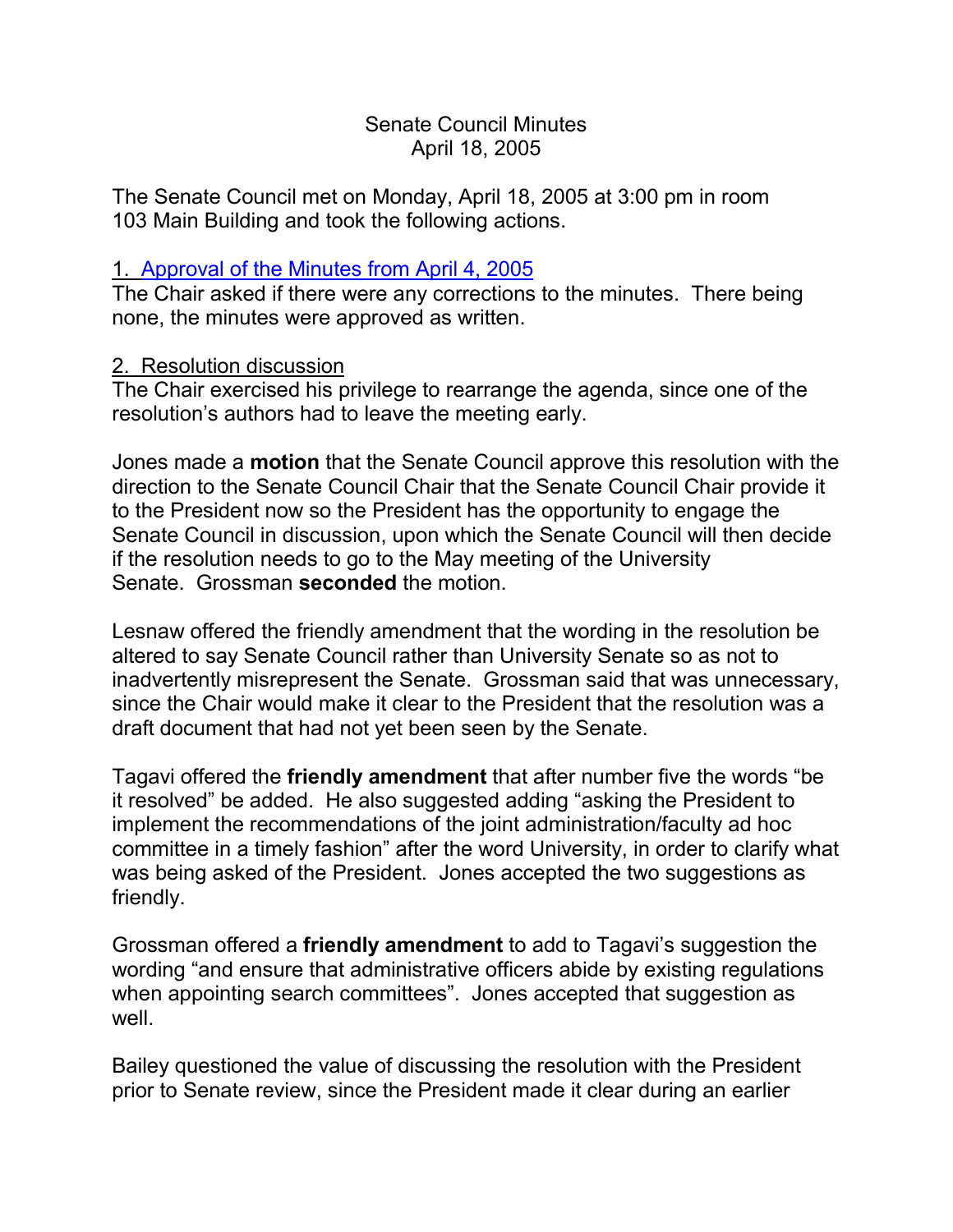# Senate Council Minutes
## April 18, 2005

The Senate Council met on Monday, April 18, 2005 at 3:00 pm in room 103 Main Building and took the following actions.

### 1. Approval of the Minutes from April 4, 2005

The Chair asked if there were any corrections to the minutes. There being none, the minutes were approved as written.

### 2. Resolution discussion

The Chair exercised his privilege to rearrange the agenda, since one of the resolution's authors had to leave the meeting early.

Jones made a **motion** that the Senate Council approve this resolution with the direction to the Senate Council Chair that the Senate Council Chair provide it to the President now so the President has the opportunity to engage the Senate Council in discussion, upon which the Senate Council will then decide if the resolution needs to go to the May meeting of the University Senate. Grossman **seconded** the motion.

Lesnaw offered the friendly amendment that the wording in the resolution be altered to say Senate Council rather than University Senate so as not to inadvertently misrepresent the Senate. Grossman said that was unnecessary, since the Chair would make it clear to the President that the resolution was a draft document that had not yet been seen by the Senate.

Tagavi offered the **friendly amendment** that after number five the words "be it resolved" be added. He also suggested adding "asking the President to implement the recommendations of the joint administration/faculty ad hoc committee in a timely fashion" after the word University, in order to clarify what was being asked of the President. Jones accepted the two suggestions as friendly.

Grossman offered a **friendly amendment** to add to Tagavi's suggestion the wording "and ensure that administrative officers abide by existing regulations when appointing search committees". Jones accepted that suggestion as well.

Bailey questioned the value of discussing the resolution with the President prior to Senate review, since the President made it clear during an earlier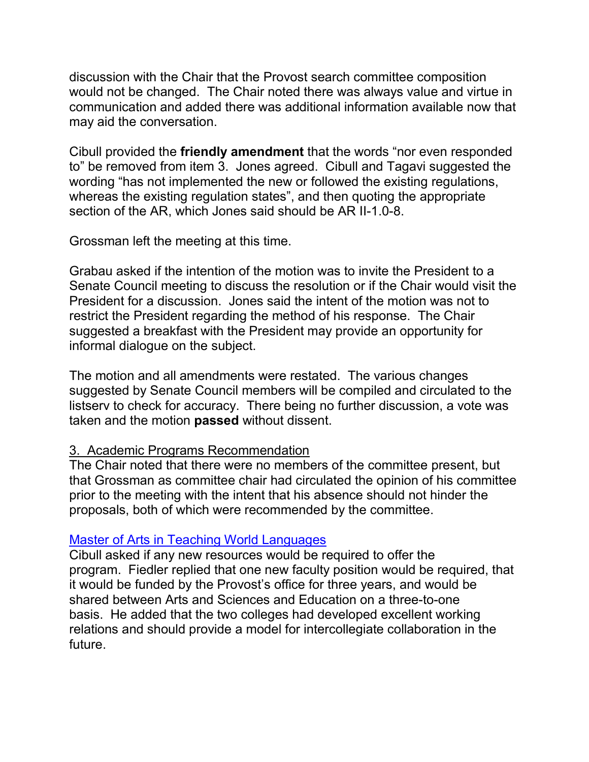discussion with the Chair that the Provost search committee composition would not be changed. The Chair noted there was always value and virtue in communication and added there was additional information available now that may aid the conversation.

Cibull provided the **friendly amendment** that the words "nor even responded to" be removed from item 3. Jones agreed. Cibull and Tagavi suggested the wording "has not implemented the new or followed the existing regulations, whereas the existing regulation states", and then quoting the appropriate section of the AR, which Jones said should be AR II-1.0-8.

Grossman left the meeting at this time.

Grabau asked if the intention of the motion was to invite the President to a Senate Council meeting to discuss the resolution or if the Chair would visit the President for a discussion. Jones said the intent of the motion was not to restrict the President regarding the method of his response. The Chair suggested a breakfast with the President may provide an opportunity for informal dialogue on the subject.

The motion and all amendments were restated. The various changes suggested by Senate Council members will be compiled and circulated to the listserv to check for accuracy. There being no further discussion, a vote was taken and the motion **passed** without dissent.

3. Academic Programs Recommendation

The Chair noted that there were no members of the committee present, but that Grossman as committee chair had circulated the opinion of his committee prior to the meeting with the intent that his absence should not hinder the proposals, both of which were recommended by the committee.

Master of Arts in Teaching World Languages

Cibull asked if any new resources would be required to offer the program. Fiedler replied that one new faculty position would be required, that it would be funded by the Provost's office for three years, and would be shared between Arts and Sciences and Education on a three-to-one basis. He added that the two colleges had developed excellent working relations and should provide a model for intercollegiate collaboration in the future.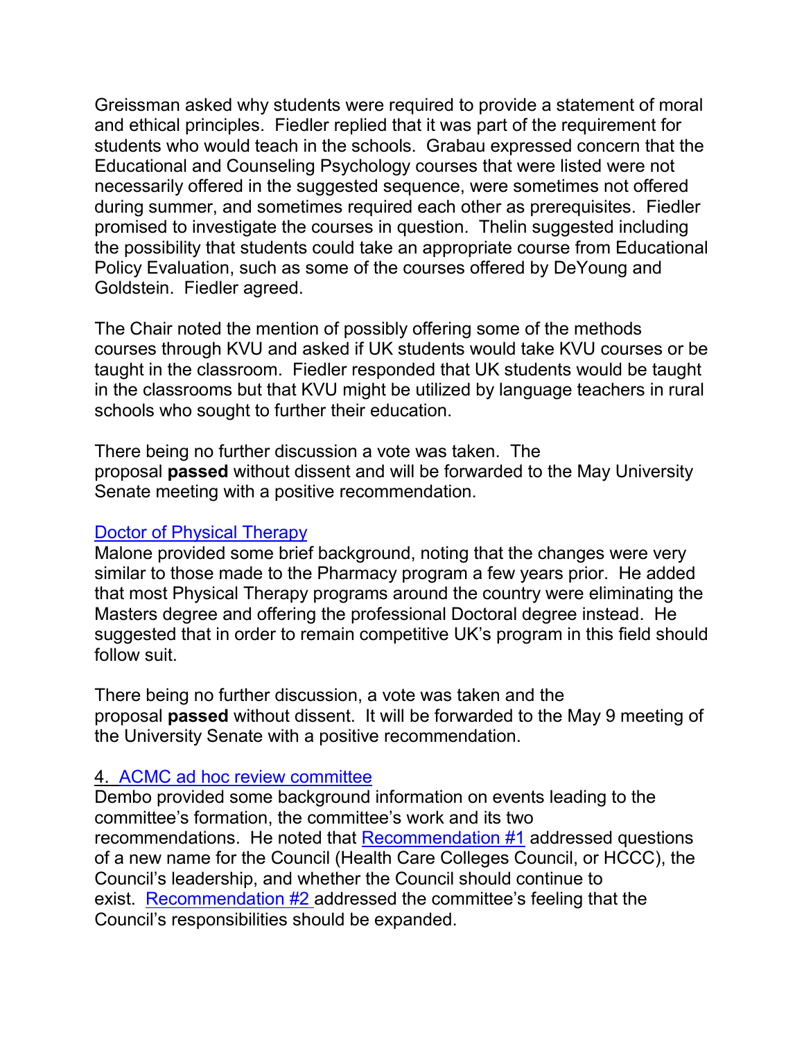Greissman asked why students were required to provide a statement of moral and ethical principles. Fiedler replied that it was part of the requirement for students who would teach in the schools. Grabau expressed concern that the Educational and Counseling Psychology courses that were listed were not necessarily offered in the suggested sequence, were sometimes not offered during summer, and sometimes required each other as prerequisites. Fiedler promised to investigate the courses in question. Thelin suggested including the possibility that students could take an appropriate course from Educational Policy Evaluation, such as some of the courses offered by DeYoung and Goldstein. Fiedler agreed.

The Chair noted the mention of possibly offering some of the methods courses through KVU and asked if UK students would take KVU courses or be taught in the classroom. Fiedler responded that UK students would be taught in the classrooms but that KVU might be utilized by language teachers in rural schools who sought to further their education.

There being no further discussion a vote was taken. The proposal **passed** without dissent and will be forwarded to the May University Senate meeting with a positive recommendation.

Doctor of Physical Therapy

Malone provided some brief background, noting that the changes were very similar to those made to the Pharmacy program a few years prior. He added that most Physical Therapy programs around the country were eliminating the Masters degree and offering the professional Doctoral degree instead. He suggested that in order to remain competitive UK's program in this field should follow suit.

There being no further discussion, a vote was taken and the proposal **passed** without dissent. It will be forwarded to the May 9 meeting of the University Senate with a positive recommendation.

4. ACMC ad hoc review committee

Dembo provided some background information on events leading to the committee's formation, the committee's work and its two recommendations. He noted that Recommendation #1 addressed questions of a new name for the Council (Health Care Colleges Council, or HCCC), the Council's leadership, and whether the Council should continue to exist. Recommendation #2 addressed the committee's feeling that the Council's responsibilities should be expanded.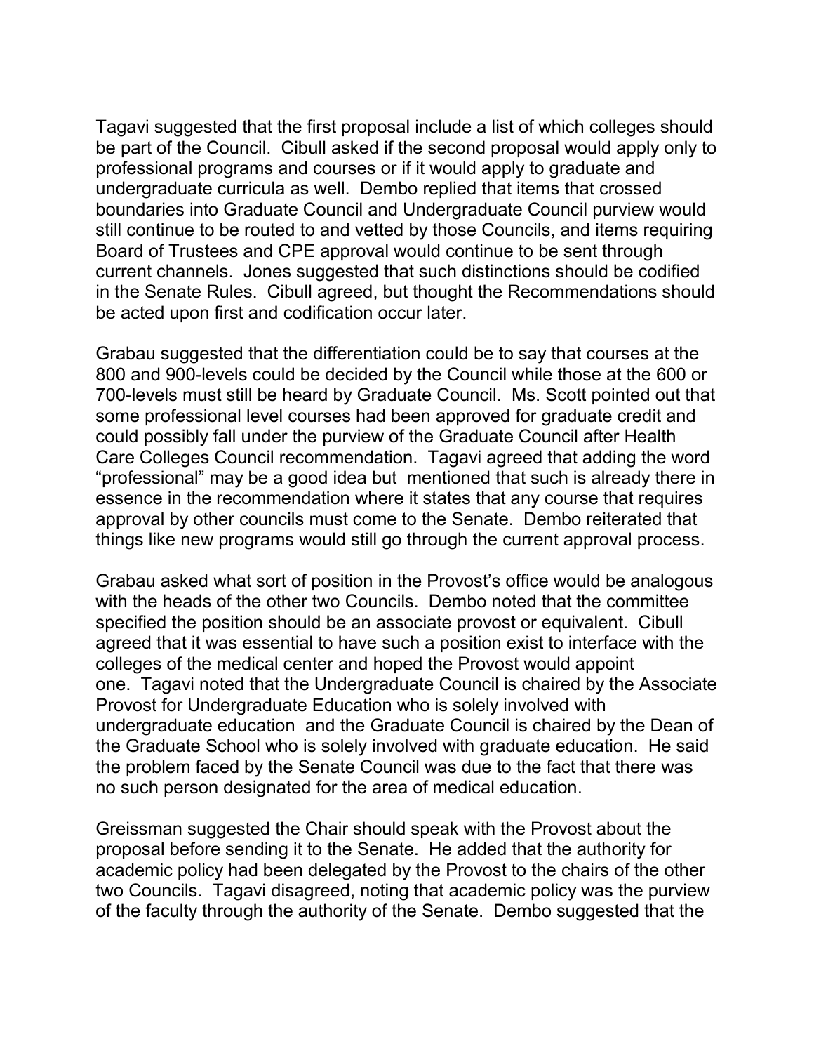Tagavi suggested that the first proposal include a list of which colleges should be part of the Council. Cibull asked if the second proposal would apply only to professional programs and courses or if it would apply to graduate and undergraduate curricula as well. Dembo replied that items that crossed boundaries into Graduate Council and Undergraduate Council purview would still continue to be routed to and vetted by those Councils, and items requiring Board of Trustees and CPE approval would continue to be sent through current channels. Jones suggested that such distinctions should be codified in the Senate Rules. Cibull agreed, but thought the Recommendations should be acted upon first and codification occur later.

Grabau suggested that the differentiation could be to say that courses at the 800 and 900-levels could be decided by the Council while those at the 600 or 700-levels must still be heard by Graduate Council. Ms. Scott pointed out that some professional level courses had been approved for graduate credit and could possibly fall under the purview of the Graduate Council after Health Care Colleges Council recommendation. Tagavi agreed that adding the word "professional" may be a good idea but mentioned that such is already there in essence in the recommendation where it states that any course that requires approval by other councils must come to the Senate. Dembo reiterated that things like new programs would still go through the current approval process.

Grabau asked what sort of position in the Provost's office would be analogous with the heads of the other two Councils. Dembo noted that the committee specified the position should be an associate provost or equivalent. Cibull agreed that it was essential to have such a position exist to interface with the colleges of the medical center and hoped the Provost would appoint one. Tagavi noted that the Undergraduate Council is chaired by the Associate Provost for Undergraduate Education who is solely involved with undergraduate education and the Graduate Council is chaired by the Dean of the Graduate School who is solely involved with graduate education. He said the problem faced by the Senate Council was due to the fact that there was no such person designated for the area of medical education.

Greissman suggested the Chair should speak with the Provost about the proposal before sending it to the Senate. He added that the authority for academic policy had been delegated by the Provost to the chairs of the other two Councils. Tagavi disagreed, noting that academic policy was the purview of the faculty through the authority of the Senate. Dembo suggested that the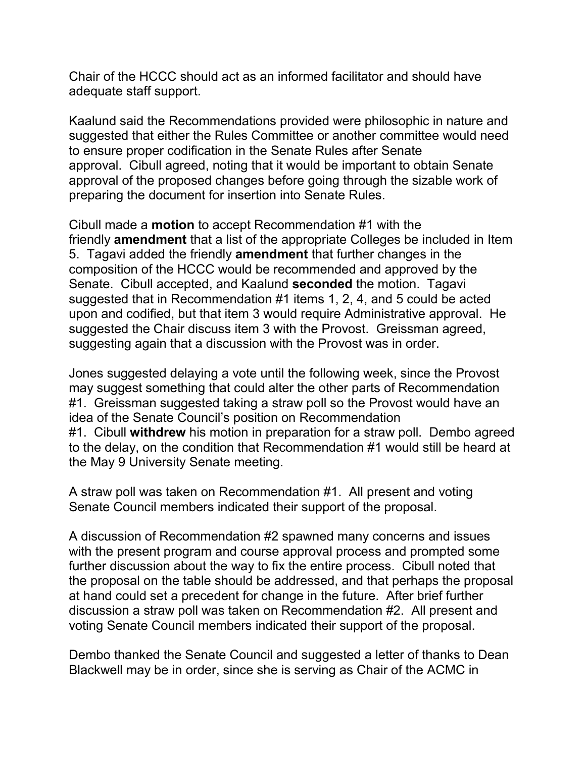Chair of the HCCC should act as an informed facilitator and should have adequate staff support.

Kaalund said the Recommendations provided were philosophic in nature and suggested that either the Rules Committee or another committee would need to ensure proper codification in the Senate Rules after Senate approval. Cibull agreed, noting that it would be important to obtain Senate approval of the proposed changes before going through the sizable work of preparing the document for insertion into Senate Rules.

Cibull made a **motion** to accept Recommendation #1 with the friendly **amendment** that a list of the appropriate Colleges be included in Item 5. Tagavi added the friendly **amendment** that further changes in the composition of the HCCC would be recommended and approved by the Senate. Cibull accepted, and Kaalund **seconded** the motion. Tagavi suggested that in Recommendation #1 items 1, 2, 4, and 5 could be acted upon and codified, but that item 3 would require Administrative approval. He suggested the Chair discuss item 3 with the Provost. Greissman agreed, suggesting again that a discussion with the Provost was in order.

Jones suggested delaying a vote until the following week, since the Provost may suggest something that could alter the other parts of Recommendation #1. Greissman suggested taking a straw poll so the Provost would have an idea of the Senate Council's position on Recommendation #1. Cibull **withdrew** his motion in preparation for a straw poll. Dembo agreed to the delay, on the condition that Recommendation #1 would still be heard at the May 9 University Senate meeting.

A straw poll was taken on Recommendation #1. All present and voting Senate Council members indicated their support of the proposal.

A discussion of Recommendation #2 spawned many concerns and issues with the present program and course approval process and prompted some further discussion about the way to fix the entire process. Cibull noted that the proposal on the table should be addressed, and that perhaps the proposal at hand could set a precedent for change in the future. After brief further discussion a straw poll was taken on Recommendation #2. All present and voting Senate Council members indicated their support of the proposal.

Dembo thanked the Senate Council and suggested a letter of thanks to Dean Blackwell may be in order, since she is serving as Chair of the ACMC in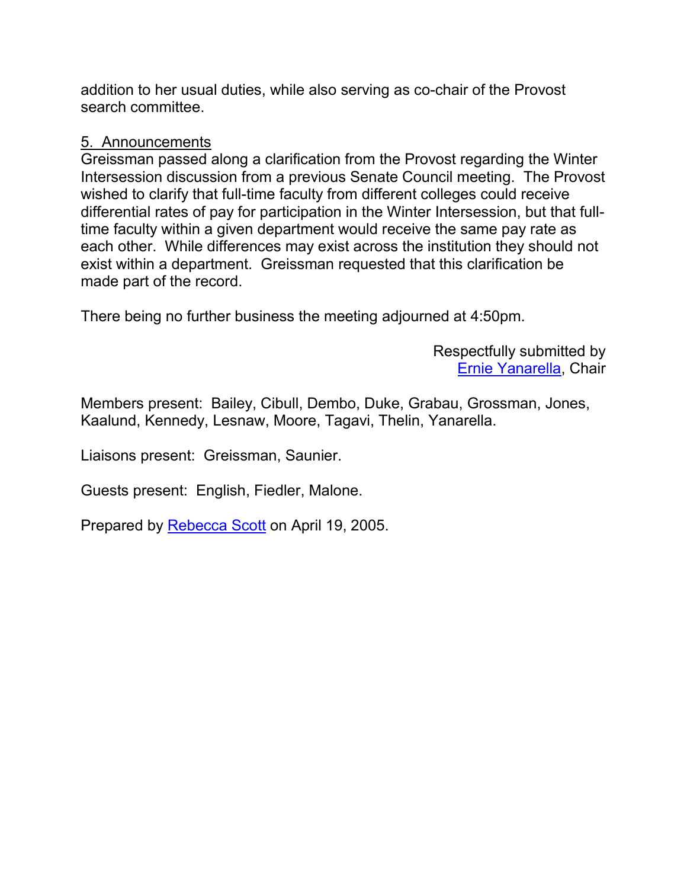addition to her usual duties, while also serving as co-chair of the Provost search committee.

5. Announcements

Greissman passed along a clarification from the Provost regarding the Winter Intersession discussion from a previous Senate Council meeting. The Provost wished to clarify that full-time faculty from different colleges could receive differential rates of pay for participation in the Winter Intersession, but that full-time faculty within a given department would receive the same pay rate as each other. While differences may exist across the institution they should not exist within a department. Greissman requested that this clarification be made part of the record.

There being no further business the meeting adjourned at 4:50pm.

Respectfully submitted by
Ernie Yanarella, Chair

Members present: Bailey, Cibull, Dembo, Duke, Grabau, Grossman, Jones, Kaalund, Kennedy, Lesnaw, Moore, Tagavi, Thelin, Yanarella.

Liaisons present: Greissman, Saunier.

Guests present: English, Fiedler, Malone.

Prepared by Rebecca Scott on April 19, 2005.